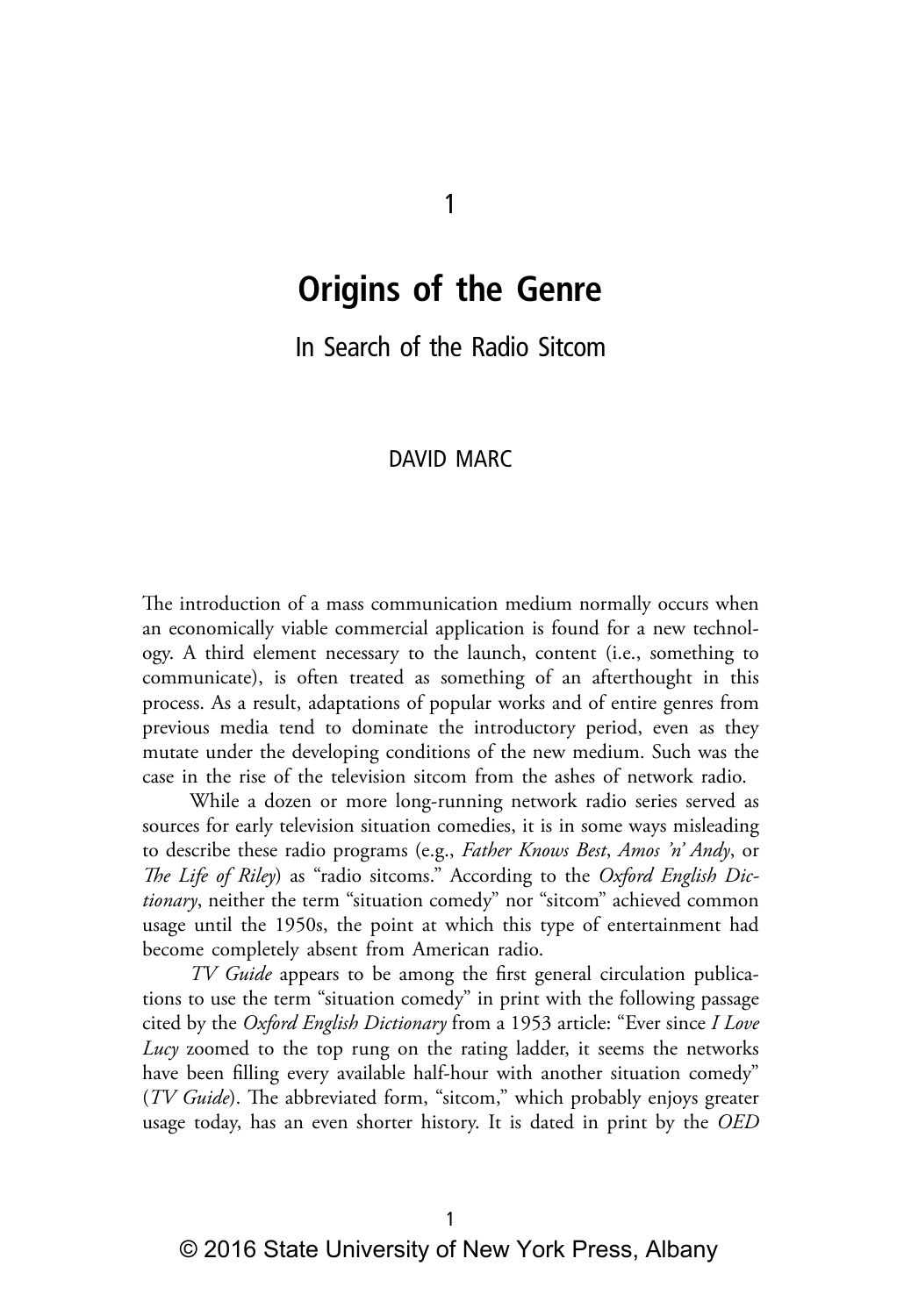# 1

# Origins of the Genre

## In Search of the Radio Sitcom

DAVID MARC

The introduction of a mass communication medium normally occurs when an economically viable commercial application is found for a new technology. A third element necessary to the launch, content (i.e., something to communicate), is often treated as something of an afterthought in this process. As a result, adaptations of popular works and of entire genres from previous media tend to dominate the introductory period, even as they mutate under the developing conditions of the new medium. Such was the case in the rise of the television sitcom from the ashes of network radio.

While a dozen or more long-running network radio series served as sources for early television situation comedies, it is in some ways misleading to describe these radio programs (e.g., *Father Knows Best*, *Amos 'n' Andy*, or *The Life of Riley*) as "radio sitcoms." According to the *Oxford English Dictionary*, neither the term "situation comedy" nor "sitcom" achieved common usage until the 1950s, the point at which this type of entertainment had become completely absent from American radio.

*TV Guide* appears to be among the first general circulation publications to use the term "situation comedy" in print with the following passage cited by the *Oxford English Dictionary* from a 1953 article: "Ever since *I Love Lucy* zoomed to the top rung on the rating ladder, it seems the networks have been filling every available half-hour with another situation comedy" (*TV Guide*). The abbreviated form, "sitcom," which probably enjoys greater usage today, has an even shorter history. It is dated in print by the *OED*

© 2016 State University of New York Press, Albany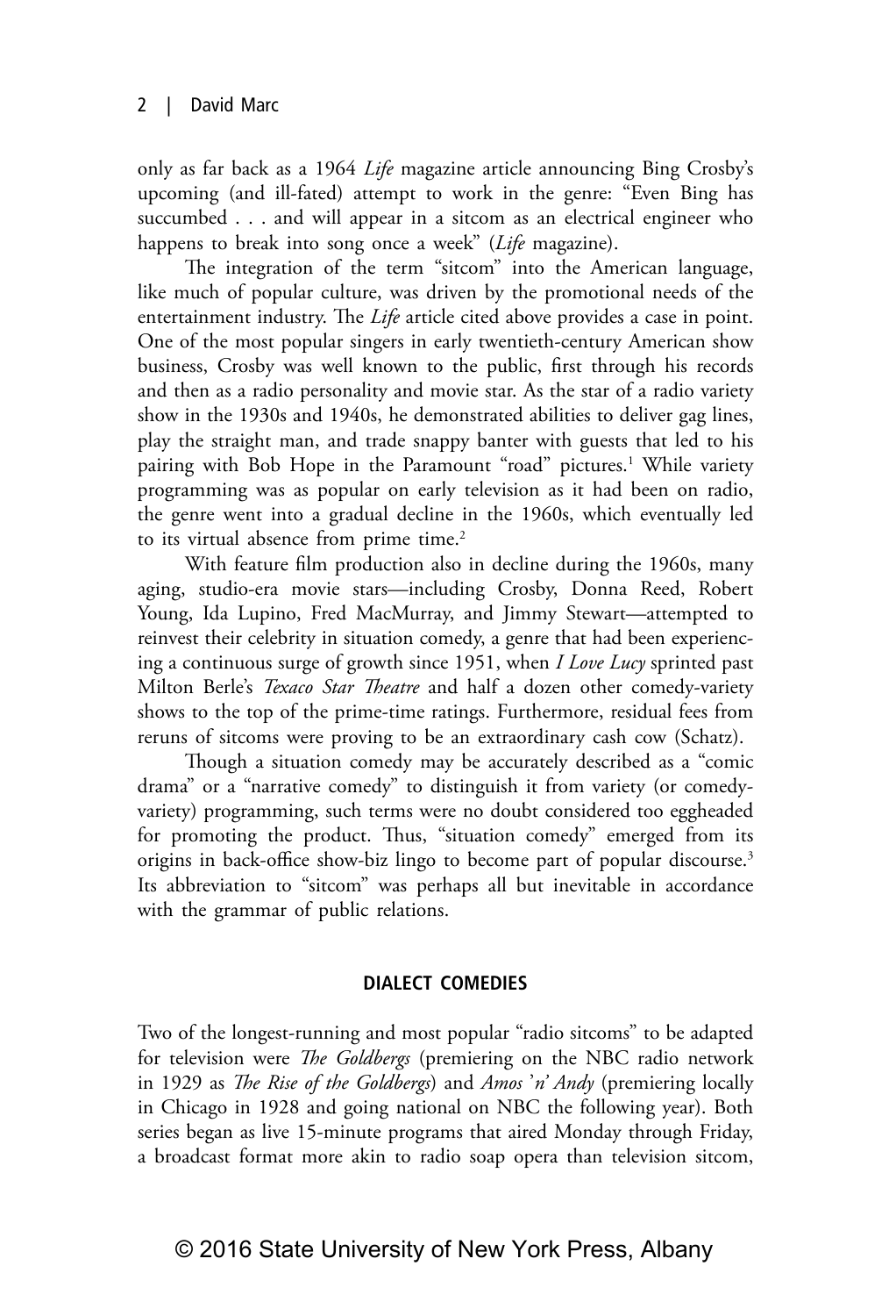only as far back as a 1964 *Life* magazine article announcing Bing Crosby's upcoming (and ill-fated) attempt to work in the genre: "Even Bing has succumbed . . . and will appear in a sitcom as an electrical engineer who happens to break into song once a week" (*Life* magazine).

The integration of the term "sitcom" into the American language, like much of popular culture, was driven by the promotional needs of the entertainment industry. The *Life* article cited above provides a case in point. One of the most popular singers in early twentieth-century American show business, Crosby was well known to the public, first through his records and then as a radio personality and movie star. As the star of a radio variety show in the 1930s and 1940s, he demonstrated abilities to deliver gag lines, play the straight man, and trade snappy banter with guests that led to his pairing with Bob Hope in the Paramount "road" pictures.[1] While variety programming was as popular on early television as it had been on radio, the genre went into a gradual decline in the 1960s, which eventually led to its virtual absence from prime time.[2]

With feature film production also in decline during the 1960s, many aging, studio-era movie stars—including Crosby, Donna Reed, Robert Young, Ida Lupino, Fred MacMurray, and Jimmy Stewart—attempted to reinvest their celebrity in situation comedy, a genre that had been experiencing a continuous surge of growth since 1951, when *I Love Lucy* sprinted past Milton Berle's *Texaco Star Theatre* and half a dozen other comedy-variety shows to the top of the prime-time ratings. Furthermore, residual fees from reruns of sitcoms were proving to be an extraordinary cash cow (Schatz).

Though a situation comedy may be accurately described as a "comic drama" or a "narrative comedy" to distinguish it from variety (or comedy-variety) programming, such terms were no doubt considered too eggheaded for promoting the product. Thus, "situation comedy" emerged from its origins in back-office show-biz lingo to become part of popular discourse.[3] Its abbreviation to "sitcom" was perhaps all but inevitable in accordance with the grammar of public relations.

## DIALECT COMEDIES

Two of the longest-running and most popular "radio sitcoms" to be adapted for television were *The Goldbergs* (premiering on the NBC radio network in 1929 as *The Rise of the Goldbergs*) and *Amos 'n' Andy* (premiering locally in Chicago in 1928 and going national on NBC the following year). Both series began as live 15-minute programs that aired Monday through Friday, a broadcast format more akin to radio soap opera than television sitcom,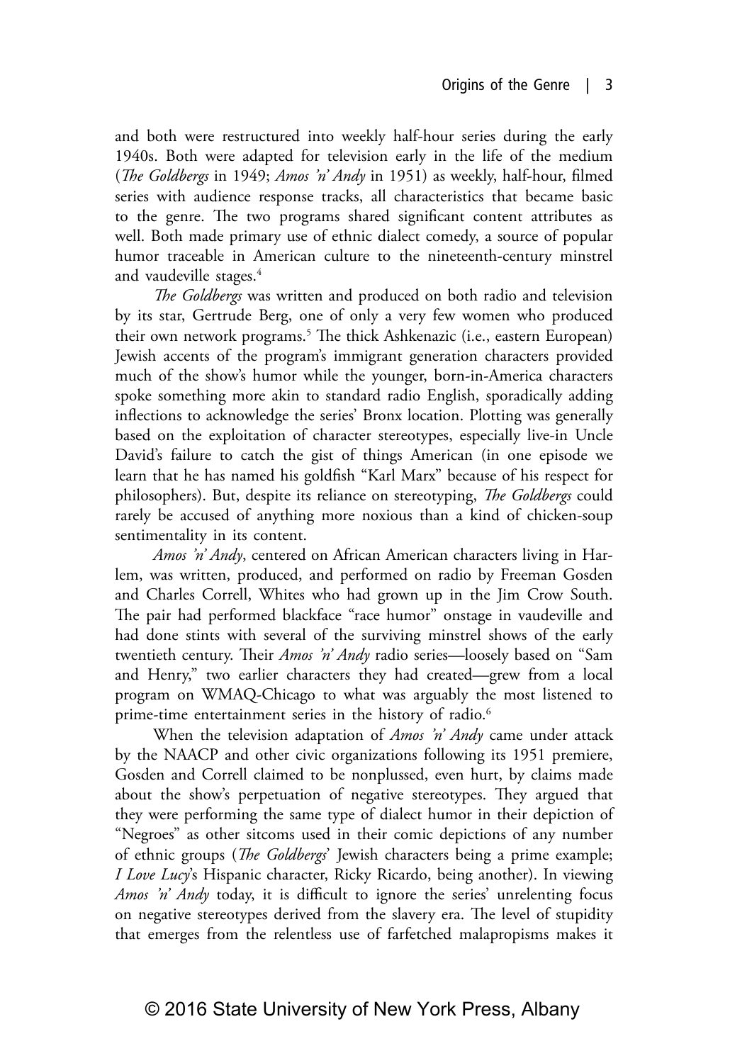and both were restructured into weekly half-hour series during the early 1940s. Both were adapted for television early in the life of the medium (*The Goldbergs* in 1949; *Amos 'n' Andy* in 1951) as weekly, half-hour, filmed series with audience response tracks, all characteristics that became basic to the genre. The two programs shared significant content attributes as well. Both made primary use of ethnic dialect comedy, a source of popular humor traceable in American culture to the nineteenth-century minstrel and vaudeville stages.[4]

*The Goldbergs* was written and produced on both radio and television by its star, Gertrude Berg, one of only a very few women who produced their own network programs.[5] The thick Ashkenazic (i.e., eastern European) Jewish accents of the program's immigrant generation characters provided much of the show's humor while the younger, born-in-America characters spoke something more akin to standard radio English, sporadically adding inflections to acknowledge the series' Bronx location. Plotting was generally based on the exploitation of character stereotypes, especially live-in Uncle David's failure to catch the gist of things American (in one episode we learn that he has named his goldfish "Karl Marx" because of his respect for philosophers). But, despite its reliance on stereotyping, *The Goldbergs* could rarely be accused of anything more noxious than a kind of chicken-soup sentimentality in its content.

*Amos 'n' Andy*, centered on African American characters living in Harlem, was written, produced, and performed on radio by Freeman Gosden and Charles Correll, Whites who had grown up in the Jim Crow South. The pair had performed blackface "race humor" onstage in vaudeville and had done stints with several of the surviving minstrel shows of the early twentieth century. Their *Amos 'n' Andy* radio series—loosely based on "Sam and Henry," two earlier characters they had created—grew from a local program on WMAQ-Chicago to what was arguably the most listened to prime-time entertainment series in the history of radio.[6]

When the television adaptation of *Amos 'n' Andy* came under attack by the NAACP and other civic organizations following its 1951 premiere, Gosden and Correll claimed to be nonplussed, even hurt, by claims made about the show's perpetuation of negative stereotypes. They argued that they were performing the same type of dialect humor in their depiction of "Negroes" as other sitcoms used in their comic depictions of any number of ethnic groups (*The Goldbergs*' Jewish characters being a prime example; *I Love Lucy*'s Hispanic character, Ricky Ricardo, being another). In viewing *Amos 'n' Andy* today, it is difficult to ignore the series' unrelenting focus on negative stereotypes derived from the slavery era. The level of stupidity that emerges from the relentless use of farfetched malapropisms makes it

© 2016 State University of New York Press, Albany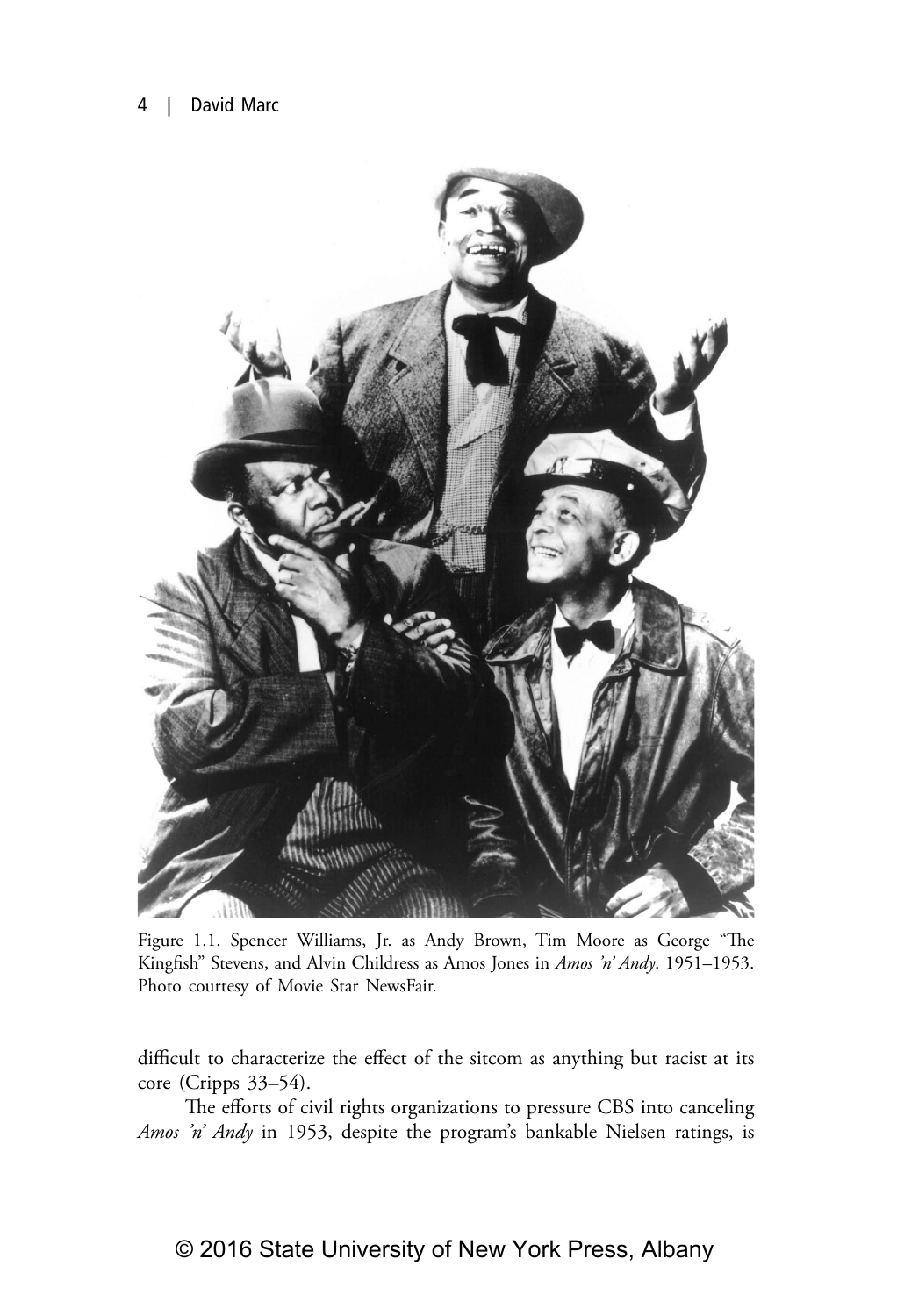Figure 1.1. Spencer Williams, Jr. as Andy Brown, Tim Moore as George "The Kingfish" Stevens, and Alvin Childress as Amos Jones in *Amos 'n' Andy*. 1951–1953. Photo courtesy of Movie Star NewsFair.

difficult to characterize the effect of the sitcom as anything but racist at its core (Cripps 33–54).

The efforts of civil rights organizations to pressure CBS into canceling *Amos 'n' Andy* in 1953, despite the program's bankable Nielsen ratings, is

© 2016 State University of New York Press, Albany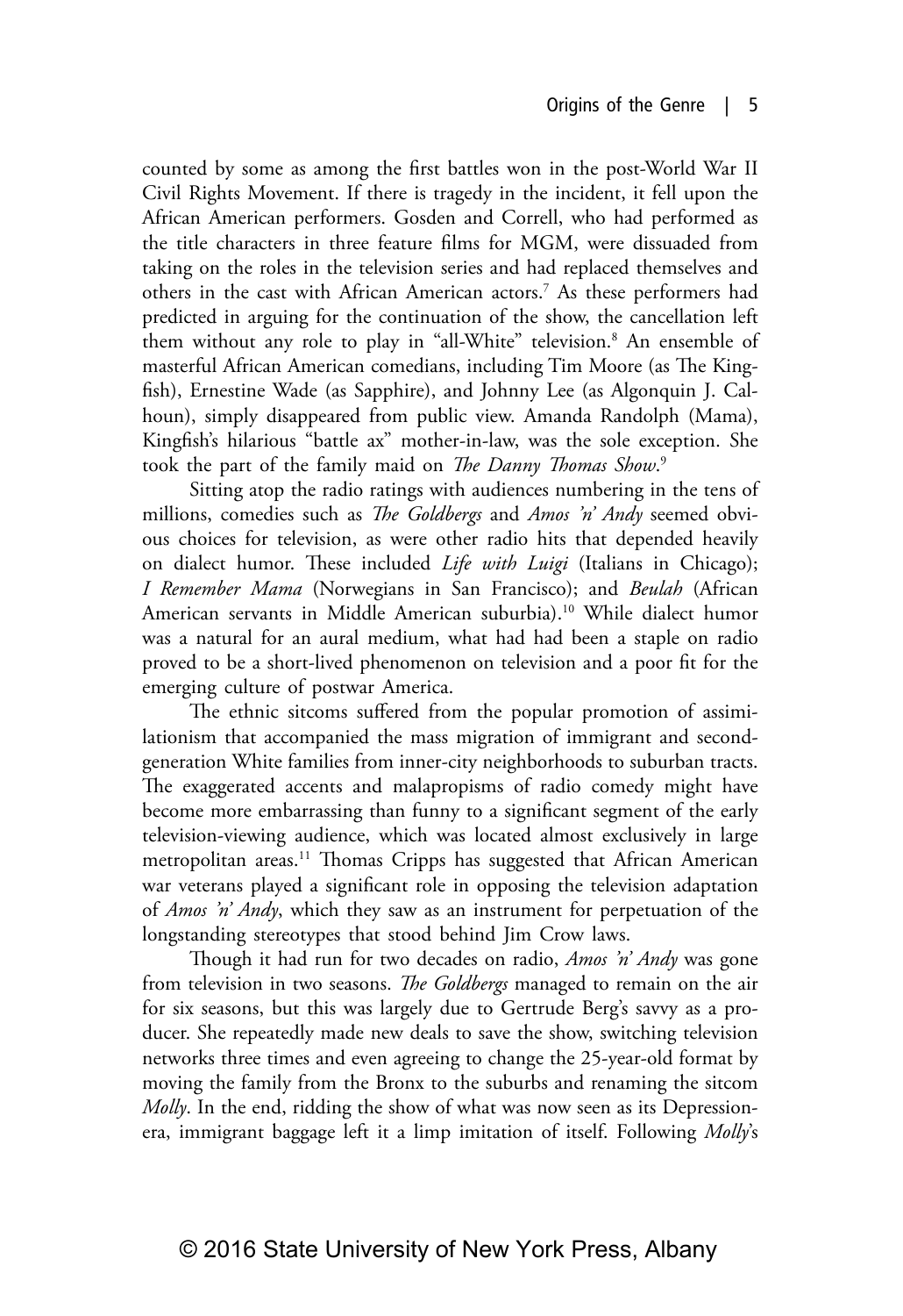counted by some as among the first battles won in the post-World War II Civil Rights Movement. If there is tragedy in the incident, it fell upon the African American performers. Gosden and Correll, who had performed as the title characters in three feature films for MGM, were dissuaded from taking on the roles in the television series and had replaced themselves and others in the cast with African American actors.[7] As these performers had predicted in arguing for the continuation of the show, the cancellation left them without any role to play in "all-White" television.[8] An ensemble of masterful African American comedians, including Tim Moore (as The Kingfish), Ernestine Wade (as Sapphire), and Johnny Lee (as Algonquin J. Calhoun), simply disappeared from public view. Amanda Randolph (Mama), Kingfish's hilarious "battle ax" mother-in-law, was the sole exception. She took the part of the family maid on *The Danny Thomas Show*.[9]

Sitting atop the radio ratings with audiences numbering in the tens of millions, comedies such as *The Goldbergs* and *Amos 'n' Andy* seemed obvious choices for television, as were other radio hits that depended heavily on dialect humor. These included *Life with Luigi* (Italians in Chicago); *I Remember Mama* (Norwegians in San Francisco); and *Beulah* (African American servants in Middle American suburbia).[10] While dialect humor was a natural for an aural medium, what had had been a staple on radio proved to be a short-lived phenomenon on television and a poor fit for the emerging culture of postwar America.

The ethnic sitcoms suffered from the popular promotion of assimilationism that accompanied the mass migration of immigrant and second-generation White families from inner-city neighborhoods to suburban tracts. The exaggerated accents and malapropisms of radio comedy might have become more embarrassing than funny to a significant segment of the early television-viewing audience, which was located almost exclusively in large metropolitan areas.[11] Thomas Cripps has suggested that African American war veterans played a significant role in opposing the television adaptation of *Amos 'n' Andy*, which they saw as an instrument for perpetuation of the longstanding stereotypes that stood behind Jim Crow laws.

Though it had run for two decades on radio, *Amos 'n' Andy* was gone from television in two seasons. *The Goldbergs* managed to remain on the air for six seasons, but this was largely due to Gertrude Berg's savvy as a producer. She repeatedly made new deals to save the show, switching television networks three times and even agreeing to change the 25-year-old format by moving the family from the Bronx to the suburbs and renaming the sitcom *Molly*. In the end, ridding the show of what was now seen as its Depression-era, immigrant baggage left it a limp imitation of itself. Following *Molly*'s

© 2016 State University of New York Press, Albany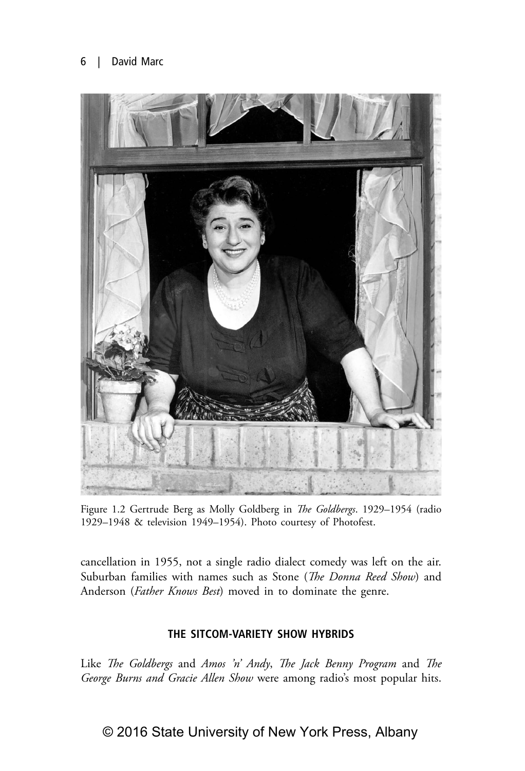Figure 1.2 Gertrude Berg as Molly Goldberg in *The Goldbergs*. 1929–1954 (radio 1929–1948 & television 1949–1954). Photo courtesy of Photofest.

cancellation in 1955, not a single radio dialect comedy was left on the air. Suburban families with names such as Stone (*The Donna Reed Show*) and Anderson (*Father Knows Best*) moved in to dominate the genre.

### THE SITCOM-VARIETY SHOW HYBRIDS

Like *The Goldbergs* and *Amos 'n' Andy*, *The Jack Benny Program* and *The George Burns and Gracie Allen Show* were among radio's most popular hits.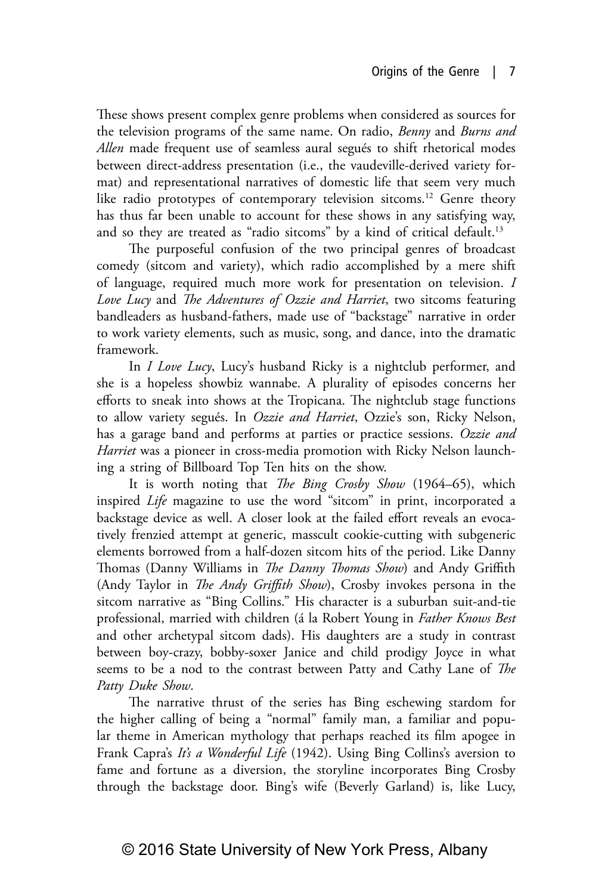These shows present complex genre problems when considered as sources for the television programs of the same name. On radio, *Benny* and *Burns and Allen* made frequent use of seamless aural segués to shift rhetorical modes between direct-address presentation (i.e., the vaudeville-derived variety format) and representational narratives of domestic life that seem very much like radio prototypes of contemporary television sitcoms.[12] Genre theory has thus far been unable to account for these shows in any satisfying way, and so they are treated as "radio sitcoms" by a kind of critical default.[13]

The purposeful confusion of the two principal genres of broadcast comedy (sitcom and variety), which radio accomplished by a mere shift of language, required much more work for presentation on television. *I Love Lucy* and *The Adventures of Ozzie and Harriet*, two sitcoms featuring bandleaders as husband-fathers, made use of "backstage" narrative in order to work variety elements, such as music, song, and dance, into the dramatic framework.

In *I Love Lucy*, Lucy's husband Ricky is a nightclub performer, and she is a hopeless showbiz wannabe. A plurality of episodes concerns her efforts to sneak into shows at the Tropicana. The nightclub stage functions to allow variety segués. In *Ozzie and Harriet*, Ozzie's son, Ricky Nelson, has a garage band and performs at parties or practice sessions. *Ozzie and Harriet* was a pioneer in cross-media promotion with Ricky Nelson launching a string of Billboard Top Ten hits on the show.

It is worth noting that *The Bing Crosby Show* (1964–65), which inspired *Life* magazine to use the word "sitcom" in print, incorporated a backstage device as well. A closer look at the failed effort reveals an evocatively frenzied attempt at generic, masscult cookie-cutting with subgeneric elements borrowed from a half-dozen sitcom hits of the period. Like Danny Thomas (Danny Williams in *The Danny Thomas Show*) and Andy Griffith (Andy Taylor in *The Andy Griffith Show*), Crosby invokes persona in the sitcom narrative as "Bing Collins." His character is a suburban suit-and-tie professional, married with children (á la Robert Young in *Father Knows Best* and other archetypal sitcom dads). His daughters are a study in contrast between boy-crazy, bobby-soxer Janice and child prodigy Joyce in what seems to be a nod to the contrast between Patty and Cathy Lane of *The Patty Duke Show*.

The narrative thrust of the series has Bing eschewing stardom for the higher calling of being a "normal" family man, a familiar and popular theme in American mythology that perhaps reached its film apogee in Frank Capra's *It's a Wonderful Life* (1942). Using Bing Collins's aversion to fame and fortune as a diversion, the storyline incorporates Bing Crosby through the backstage door. Bing's wife (Beverly Garland) is, like Lucy,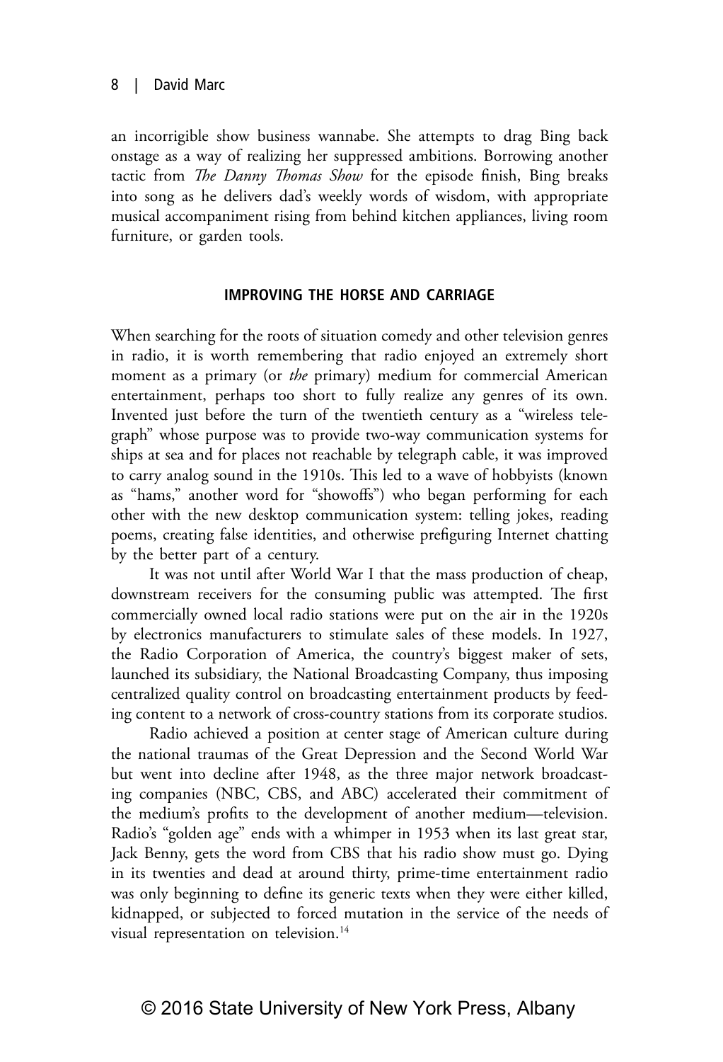an incorrigible show business wannabe. She attempts to drag Bing back onstage as a way of realizing her suppressed ambitions. Borrowing another tactic from *The Danny Thomas Show* for the episode finish, Bing breaks into song as he delivers dad's weekly words of wisdom, with appropriate musical accompaniment rising from behind kitchen appliances, living room furniture, or garden tools.

## IMPROVING THE HORSE AND CARRIAGE

When searching for the roots of situation comedy and other television genres in radio, it is worth remembering that radio enjoyed an extremely short moment as a primary (or *the* primary) medium for commercial American entertainment, perhaps too short to fully realize any genres of its own. Invented just before the turn of the twentieth century as a "wireless telegraph" whose purpose was to provide two-way communication systems for ships at sea and for places not reachable by telegraph cable, it was improved to carry analog sound in the 1910s. This led to a wave of hobbyists (known as "hams," another word for "showoffs") who began performing for each other with the new desktop communication system: telling jokes, reading poems, creating false identities, and otherwise prefiguring Internet chatting by the better part of a century.

It was not until after World War I that the mass production of cheap, downstream receivers for the consuming public was attempted. The first commercially owned local radio stations were put on the air in the 1920s by electronics manufacturers to stimulate sales of these models. In 1927, the Radio Corporation of America, the country's biggest maker of sets, launched its subsidiary, the National Broadcasting Company, thus imposing centralized quality control on broadcasting entertainment products by feeding content to a network of cross-country stations from its corporate studios.

Radio achieved a position at center stage of American culture during the national traumas of the Great Depression and the Second World War but went into decline after 1948, as the three major network broadcasting companies (NBC, CBS, and ABC) accelerated their commitment of the medium's profits to the development of another medium—television. Radio's "golden age" ends with a whimper in 1953 when its last great star, Jack Benny, gets the word from CBS that his radio show must go. Dying in its twenties and dead at around thirty, prime-time entertainment radio was only beginning to define its generic texts when they were either killed, kidnapped, or subjected to forced mutation in the service of the needs of visual representation on television.[14]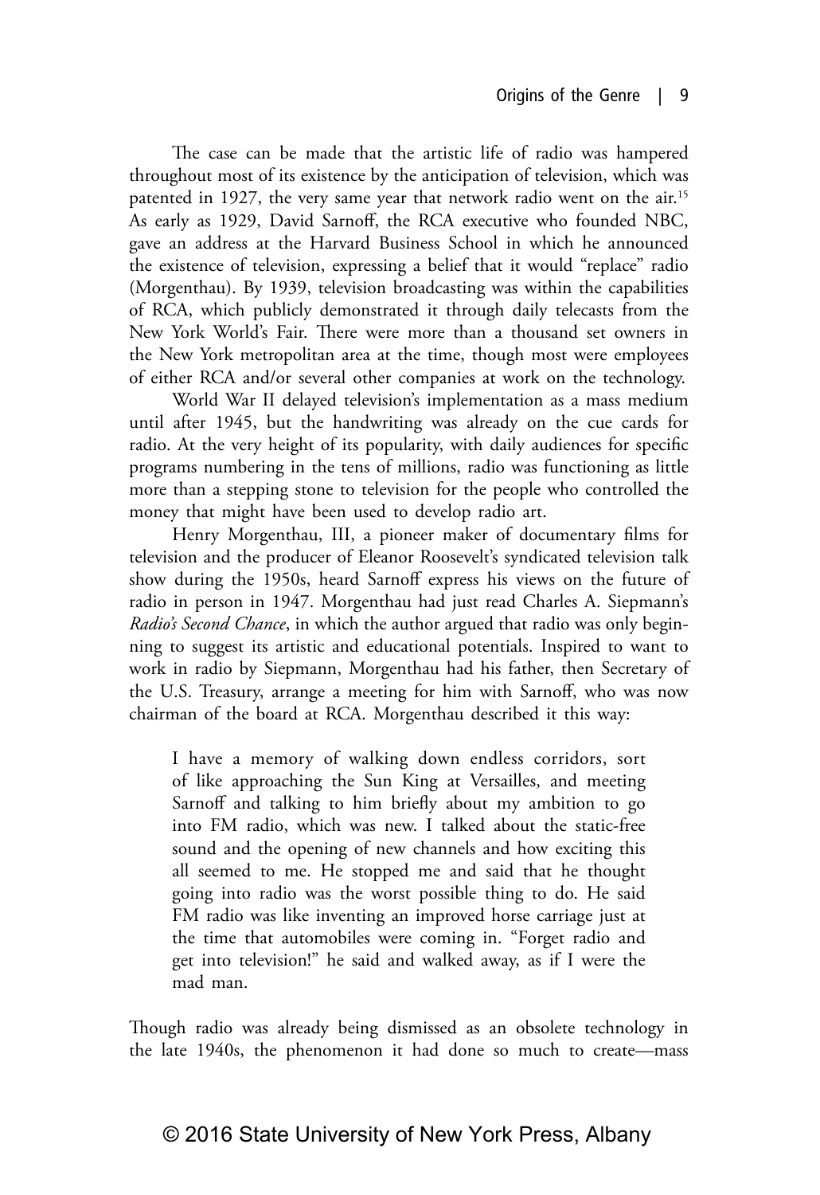The case can be made that the artistic life of radio was hampered throughout most of its existence by the anticipation of television, which was patented in 1927, the very same year that network radio went on the air.[15] As early as 1929, David Sarnoff, the RCA executive who founded NBC, gave an address at the Harvard Business School in which he announced the existence of television, expressing a belief that it would "replace" radio (Morgenthau). By 1939, television broadcasting was within the capabilities of RCA, which publicly demonstrated it through daily telecasts from the New York World's Fair. There were more than a thousand set owners in the New York metropolitan area at the time, though most were employees of either RCA and/or several other companies at work on the technology.

World War II delayed television's implementation as a mass medium until after 1945, but the handwriting was already on the cue cards for radio. At the very height of its popularity, with daily audiences for specific programs numbering in the tens of millions, radio was functioning as little more than a stepping stone to television for the people who controlled the money that might have been used to develop radio art.

Henry Morgenthau, III, a pioneer maker of documentary films for television and the producer of Eleanor Roosevelt's syndicated television talk show during the 1950s, heard Sarnoff express his views on the future of radio in person in 1947. Morgenthau had just read Charles A. Siepmann's *Radio's Second Chance*, in which the author argued that radio was only beginning to suggest its artistic and educational potentials. Inspired to want to work in radio by Siepmann, Morgenthau had his father, then Secretary of the U.S. Treasury, arrange a meeting for him with Sarnoff, who was now chairman of the board at RCA. Morgenthau described it this way:

> I have a memory of walking down endless corridors, sort of like approaching the Sun King at Versailles, and meeting Sarnoff and talking to him briefly about my ambition to go into FM radio, which was new. I talked about the static-free sound and the opening of new channels and how exciting this all seemed to me. He stopped me and said that he thought going into radio was the worst possible thing to do. He said FM radio was like inventing an improved horse carriage just at the time that automobiles were coming in. "Forget radio and get into television!" he said and walked away, as if I were the mad man.

Though radio was already being dismissed as an obsolete technology in the late 1940s, the phenomenon it had done so much to create—mass

© 2016 State University of New York Press, Albany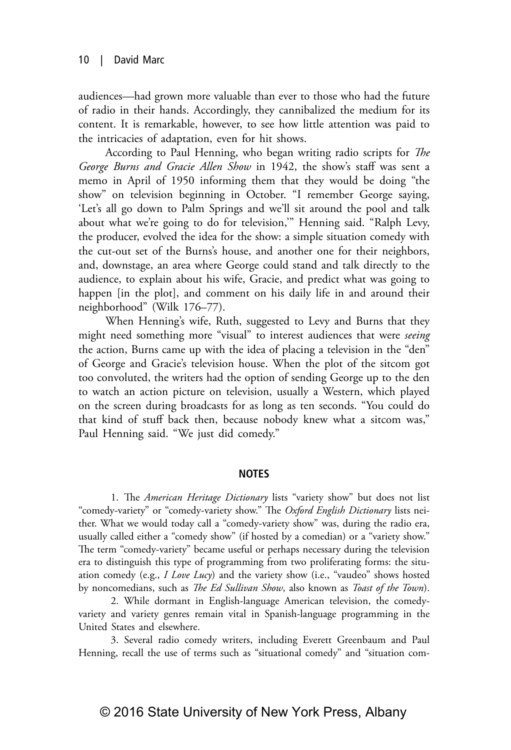audiences—had grown more valuable than ever to those who had the future of radio in their hands. Accordingly, they cannibalized the medium for its content. It is remarkable, however, to see how little attention was paid to the intricacies of adaptation, even for hit shows.

According to Paul Henning, who began writing radio scripts for *The George Burns and Gracie Allen Show* in 1942, the show's staff was sent a memo in April of 1950 informing them that they would be doing "the show" on television beginning in October. "I remember George saying, 'Let's all go down to Palm Springs and we'll sit around the pool and talk about what we're going to do for television,'" Henning said. "Ralph Levy, the producer, evolved the idea for the show: a simple situation comedy with the cut-out set of the Burns's house, and another one for their neighbors, and, downstage, an area where George could stand and talk directly to the audience, to explain about his wife, Gracie, and predict what was going to happen [in the plot], and comment on his daily life in and around their neighborhood" (Wilk 176–77).

When Henning's wife, Ruth, suggested to Levy and Burns that they might need something more "visual" to interest audiences that were *seeing* the action, Burns came up with the idea of placing a television in the "den" of George and Gracie's television house. When the plot of the sitcom got too convoluted, the writers had the option of sending George up to the den to watch an action picture on television, usually a Western, which played on the screen during broadcasts for as long as ten seconds. "You could do that kind of stuff back then, because nobody knew what a sitcom was," Paul Henning said. "We just did comedy."

## NOTES

1. The *American Heritage Dictionary* lists "variety show" but does not list "comedy-variety" or "comedy-variety show." The *Oxford English Dictionary* lists neither. What we would today call a "comedy-variety show" was, during the radio era, usually called either a "comedy show" (if hosted by a comedian) or a "variety show." The term "comedy-variety" became useful or perhaps necessary during the television era to distinguish this type of programming from two proliferating forms: the situation comedy (e.g., *I Love Lucy*) and the variety show (i.e., "vaudeo" shows hosted by noncomedians, such as *The Ed Sullivan Show*, also known as *Toast of the Town*).

2. While dormant in English-language American television, the comedy-variety and variety genres remain vital in Spanish-language programming in the United States and elsewhere.

3. Several radio comedy writers, including Everett Greenbaum and Paul Henning, recall the use of terms such as "situational comedy" and "situation com-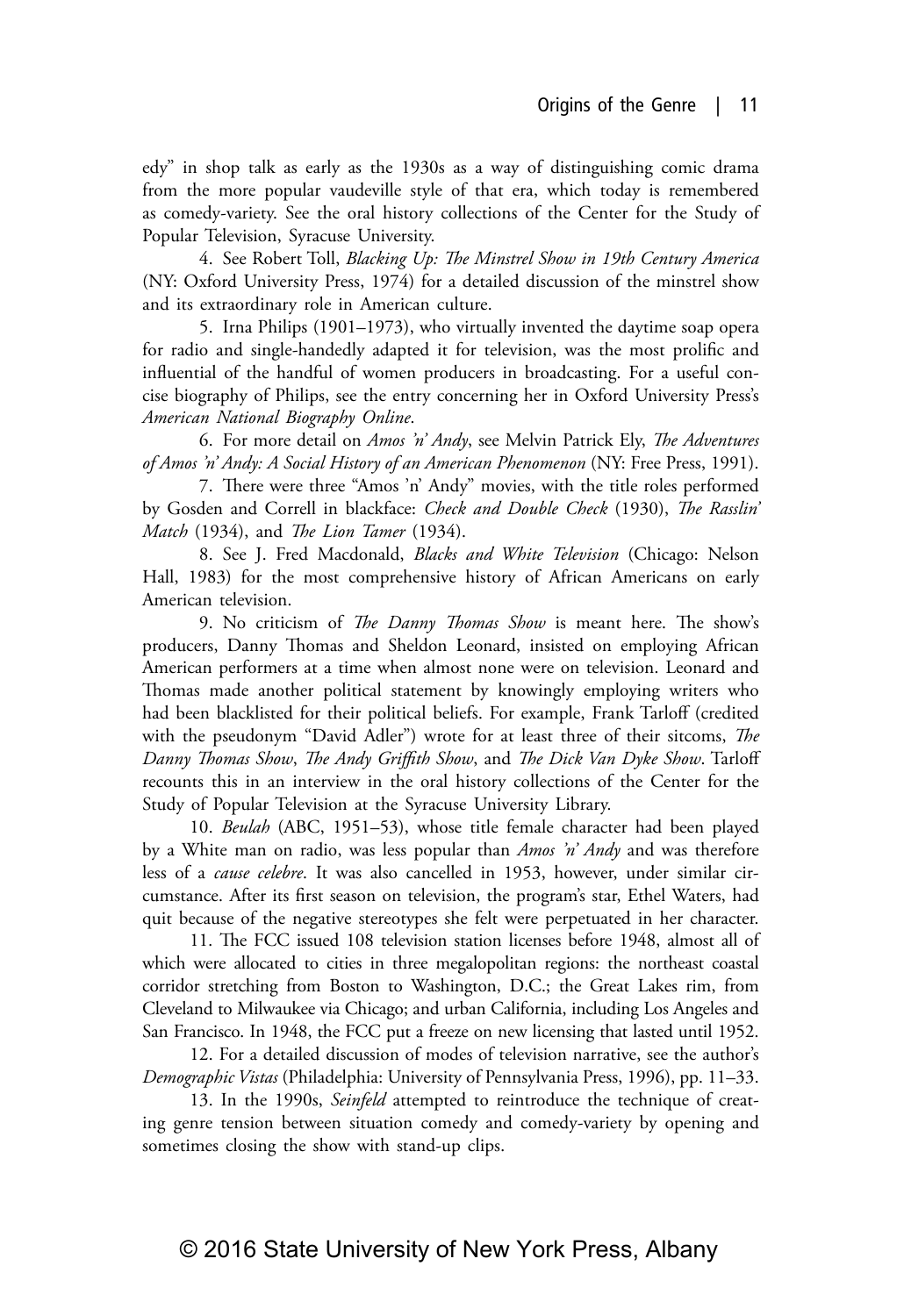edy" in shop talk as early as the 1930s as a way of distinguishing comic drama from the more popular vaudeville style of that era, which today is remembered as comedy-variety. See the oral history collections of the Center for the Study of Popular Television, Syracuse University.

4. See Robert Toll, *Blacking Up: The Minstrel Show in 19th Century America* (NY: Oxford University Press, 1974) for a detailed discussion of the minstrel show and its extraordinary role in American culture.

5. Irna Philips (1901–1973), who virtually invented the daytime soap opera for radio and single-handedly adapted it for television, was the most prolific and influential of the handful of women producers in broadcasting. For a useful concise biography of Philips, see the entry concerning her in Oxford University Press's *American National Biography Online*.

6. For more detail on *Amos 'n' Andy*, see Melvin Patrick Ely, *The Adventures of Amos 'n' Andy: A Social History of an American Phenomenon* (NY: Free Press, 1991).

7. There were three "Amos 'n' Andy" movies, with the title roles performed by Gosden and Correll in blackface: *Check and Double Check* (1930), *The Rasslin' Match* (1934), and *The Lion Tamer* (1934).

8. See J. Fred Macdonald, *Blacks and White Television* (Chicago: Nelson Hall, 1983) for the most comprehensive history of African Americans on early American television.

9. No criticism of *The Danny Thomas Show* is meant here. The show's producers, Danny Thomas and Sheldon Leonard, insisted on employing African American performers at a time when almost none were on television. Leonard and Thomas made another political statement by knowingly employing writers who had been blacklisted for their political beliefs. For example, Frank Tarloff (credited with the pseudonym "David Adler") wrote for at least three of their sitcoms, *The Danny Thomas Show*, *The Andy Griffith Show*, and *The Dick Van Dyke Show*. Tarloff recounts this in an interview in the oral history collections of the Center for the Study of Popular Television at the Syracuse University Library.

10. *Beulah* (ABC, 1951–53), whose title female character had been played by a White man on radio, was less popular than *Amos 'n' Andy* and was therefore less of a *cause celebre*. It was also cancelled in 1953, however, under similar circumstance. After its first season on television, the program's star, Ethel Waters, had quit because of the negative stereotypes she felt were perpetuated in her character.

11. The FCC issued 108 television station licenses before 1948, almost all of which were allocated to cities in three megalopolitan regions: the northeast coastal corridor stretching from Boston to Washington, D.C.; the Great Lakes rim, from Cleveland to Milwaukee via Chicago; and urban California, including Los Angeles and San Francisco. In 1948, the FCC put a freeze on new licensing that lasted until 1952.

12. For a detailed discussion of modes of television narrative, see the author's *Demographic Vistas* (Philadelphia: University of Pennsylvania Press, 1996), pp. 11–33.

13. In the 1990s, *Seinfeld* attempted to reintroduce the technique of creating genre tension between situation comedy and comedy-variety by opening and sometimes closing the show with stand-up clips.

© 2016 State University of New York Press, Albany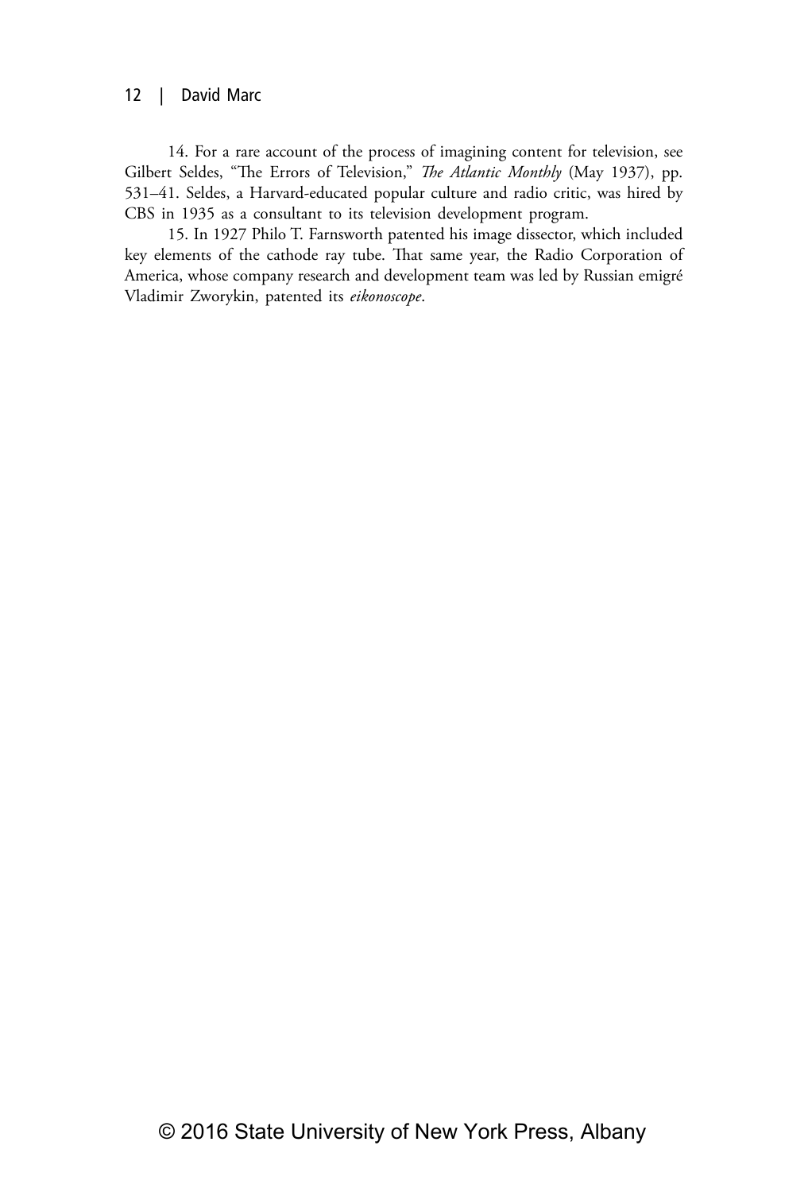14. For a rare account of the process of imagining content for television, see Gilbert Seldes, "The Errors of Television," *The Atlantic Monthly* (May 1937), pp. 531–41. Seldes, a Harvard-educated popular culture and radio critic, was hired by CBS in 1935 as a consultant to its television development program.

15. In 1927 Philo T. Farnsworth patented his image dissector, which included key elements of the cathode ray tube. That same year, the Radio Corporation of America, whose company research and development team was led by Russian emigré Vladimir Zworykin, patented its *eikonoscope*.

© 2016 State University of New York Press, Albany